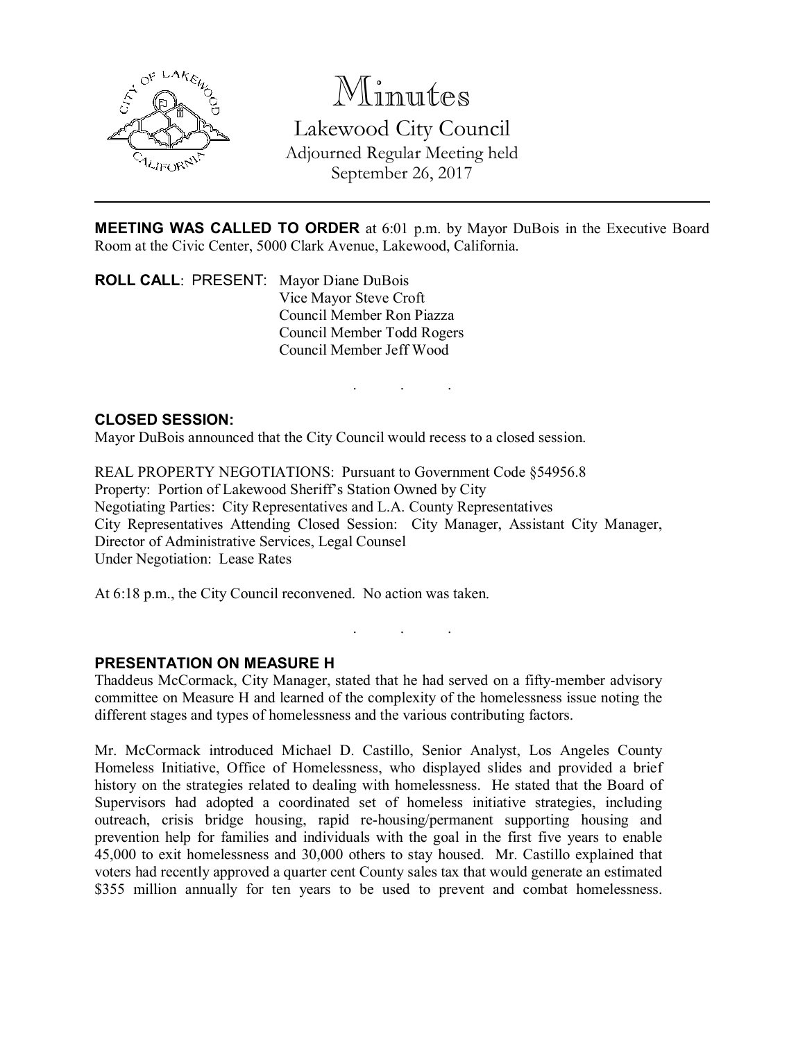# Minutes

## Lakewood City Council

Adjourned Regular Meeting held
September 26, 2017

**MEETING WAS CALLED TO ORDER** at 6:01 p.m. by Mayor DuBois in the Executive Board Room at the Civic Center, 5000 Clark Avenue, Lakewood, California.

**ROLL CALL**: PRESENT: Mayor Diane DuBois
Vice Mayor Steve Croft
Council Member Ron Piazza
Council Member Todd Rogers
Council Member Jeff Wood

. . .

### CLOSED SESSION:

Mayor DuBois announced that the City Council would recess to a closed session.

REAL PROPERTY NEGOTIATIONS: Pursuant to Government Code §54956.8
Property: Portion of Lakewood Sheriff's Station Owned by City
Negotiating Parties: City Representatives and L.A. County Representatives
City Representatives Attending Closed Session: City Manager, Assistant City Manager, Director of Administrative Services, Legal Counsel
Under Negotiation: Lease Rates

At 6:18 p.m., the City Council reconvened. No action was taken.

. . .

### PRESENTATION ON MEASURE H

Thaddeus McCormack, City Manager, stated that he had served on a fifty-member advisory committee on Measure H and learned of the complexity of the homelessness issue noting the different stages and types of homelessness and the various contributing factors.

Mr. McCormack introduced Michael D. Castillo, Senior Analyst, Los Angeles County Homeless Initiative, Office of Homelessness, who displayed slides and provided a brief history on the strategies related to dealing with homelessness. He stated that the Board of Supervisors had adopted a coordinated set of homeless initiative strategies, including outreach, crisis bridge housing, rapid re-housing/permanent supporting housing and prevention help for families and individuals with the goal in the first five years to enable 45,000 to exit homelessness and 30,000 others to stay housed. Mr. Castillo explained that voters had recently approved a quarter cent County sales tax that would generate an estimated $355 million annually for ten years to be used to prevent and combat homelessness.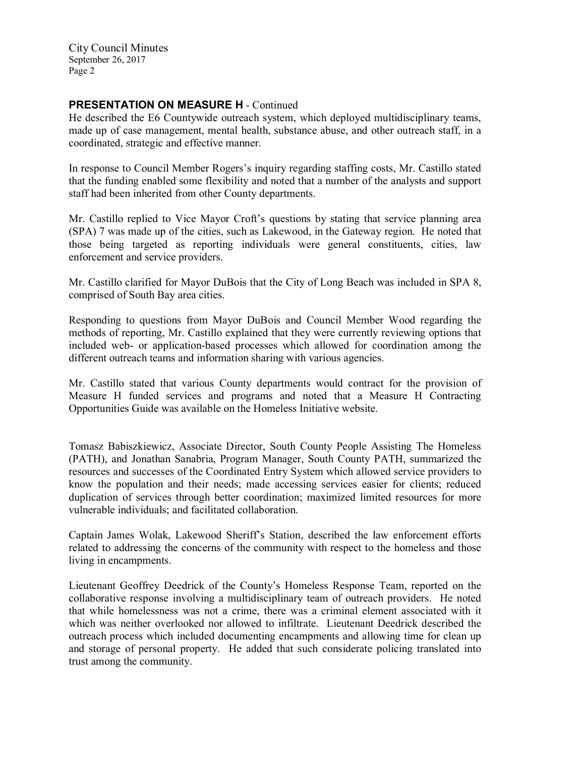**PRESENTATION ON MEASURE H** - Continued

He described the E6 Countywide outreach system, which deployed multidisciplinary teams, made up of case management, mental health, substance abuse, and other outreach staff, in a coordinated, strategic and effective manner.

In response to Council Member Rogers's inquiry regarding staffing costs, Mr. Castillo stated that the funding enabled some flexibility and noted that a number of the analysts and support staff had been inherited from other County departments.

Mr. Castillo replied to Vice Mayor Croft's questions by stating that service planning area (SPA) 7 was made up of the cities, such as Lakewood, in the Gateway region. He noted that those being targeted as reporting individuals were general constituents, cities, law enforcement and service providers.

Mr. Castillo clarified for Mayor DuBois that the City of Long Beach was included in SPA 8, comprised of South Bay area cities.

Responding to questions from Mayor DuBois and Council Member Wood regarding the methods of reporting, Mr. Castillo explained that they were currently reviewing options that included web- or application-based processes which allowed for coordination among the different outreach teams and information sharing with various agencies.

Mr. Castillo stated that various County departments would contract for the provision of Measure H funded services and programs and noted that a Measure H Contracting Opportunities Guide was available on the Homeless Initiative website.

Tomasz Babiszkiewicz, Associate Director, South County People Assisting The Homeless (PATH), and Jonathan Sanabria, Program Manager, South County PATH, summarized the resources and successes of the Coordinated Entry System which allowed service providers to know the population and their needs; made accessing services easier for clients; reduced duplication of services through better coordination; maximized limited resources for more vulnerable individuals; and facilitated collaboration.

Captain James Wolak, Lakewood Sheriff's Station, described the law enforcement efforts related to addressing the concerns of the community with respect to the homeless and those living in encampments.

Lieutenant Geoffrey Deedrick of the County's Homeless Response Team, reported on the collaborative response involving a multidisciplinary team of outreach providers. He noted that while homelessness was not a crime, there was a criminal element associated with it which was neither overlooked nor allowed to infiltrate. Lieutenant Deedrick described the outreach process which included documenting encampments and allowing time for clean up and storage of personal property. He added that such considerate policing translated into trust among the community.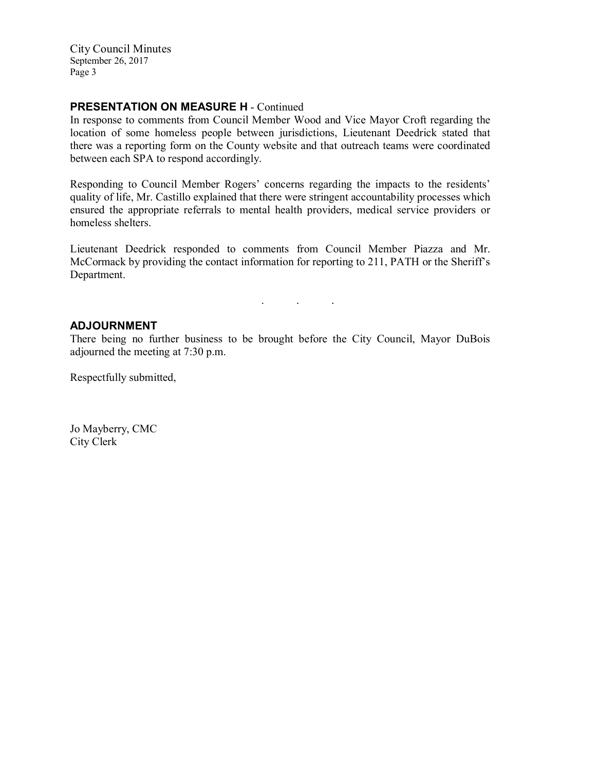## PRESENTATION ON MEASURE H - Continued

In response to comments from Council Member Wood and Vice Mayor Croft regarding the location of some homeless people between jurisdictions, Lieutenant Deedrick stated that there was a reporting form on the County website and that outreach teams were coordinated between each SPA to respond accordingly.

Responding to Council Member Rogers' concerns regarding the impacts to the residents' quality of life, Mr. Castillo explained that there were stringent accountability processes which ensured the appropriate referrals to mental health providers, medical service providers or homeless shelters.

Lieutenant Deedrick responded to comments from Council Member Piazza and Mr. McCormack by providing the contact information for reporting to 211, PATH or the Sheriff's Department.

. . .

## ADJOURNMENT

There being no further business to be brought before the City Council, Mayor DuBois adjourned the meeting at 7:30 p.m.

Respectfully submitted,

Jo Mayberry, CMC
City Clerk